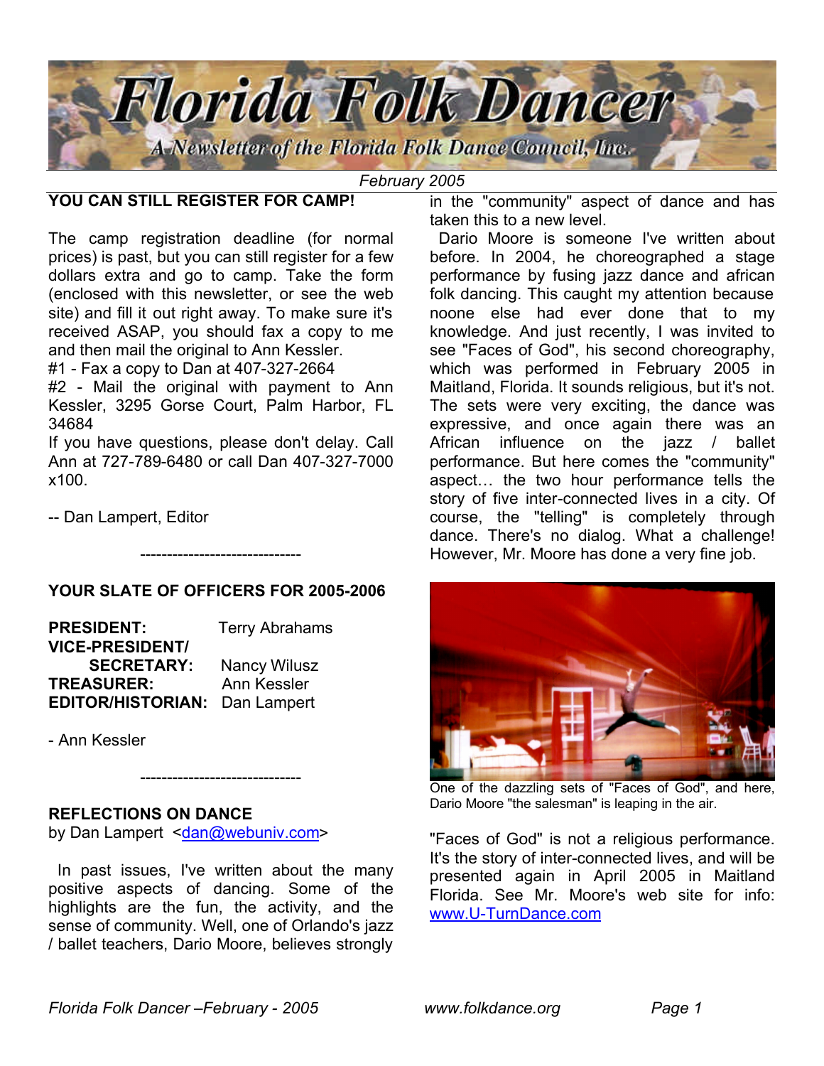# Florida Folk Dancer

*A Newsletter of the Florida Folk Dance Council, Inc.*

*February 2005*

## YOU CAN STILL REGISTER FOR CAMP!

The camp registration deadline (for normal prices) is past, but you can still register for a few dollars extra and go to camp. Take the form (enclosed with this newsletter, or see the web site) and fill it out right away. To make sure it's received ASAP, you should fax a copy to me and then mail the original to Ann Kessler.

#1 - Fax a copy to Dan at 407-327-2664

#2 - Mail the original with payment to Ann Kessler, 3295 Gorse Court, Palm Harbor, FL 34684

If you have questions, please don't delay. Call Ann at 727-789-6480 or call Dan 407-327-7000 x100.

-- Dan Lampert, Editor

------------------------------

## YOUR SLATE OF OFFICERS FOR 2005-2006

| | |
|---|---|
| **PRESIDENT:** | Terry Abrahams |
| **VICE-PRESIDENT/ SECRETARY:** | Nancy Wilusz |
| **TREASURER:** | Ann Kessler |
| **EDITOR/HISTORIAN:** | Dan Lampert |

- Ann Kessler

------------------------------

## REFLECTIONS ON DANCE

by Dan Lampert <dan@webuniv.com>

In past issues, I've written about the many positive aspects of dancing. Some of the highlights are the fun, the activity, and the sense of community. Well, one of Orlando's jazz / ballet teachers, Dario Moore, believes strongly in the "community" aspect of dance and has taken this to a new level.

Dario Moore is someone I've written about before. In 2004, he choreographed a stage performance by fusing jazz dance and african folk dancing. This caught my attention because noone else had ever done that to my knowledge. And just recently, I was invited to see "Faces of God", his second choreography, which was performed in February 2005 in Maitland, Florida. It sounds religious, but it's not. The sets were very exciting, the dance was expressive, and once again there was an African influence on the jazz / ballet performance. But here comes the "community" aspect… the two hour performance tells the story of five inter-connected lives in a city. Of course, the "telling" is completely through dance. There's no dialog. What a challenge! However, Mr. Moore has done a very fine job.

One of the dazzling sets of "Faces of God", and here, Dario Moore "the salesman" is leaping in the air.

"Faces of God" is not a religious performance. It's the story of inter-connected lives, and will be presented again in April 2005 in Maitland Florida. See Mr. Moore's web site for info: www.U-TurnDance.com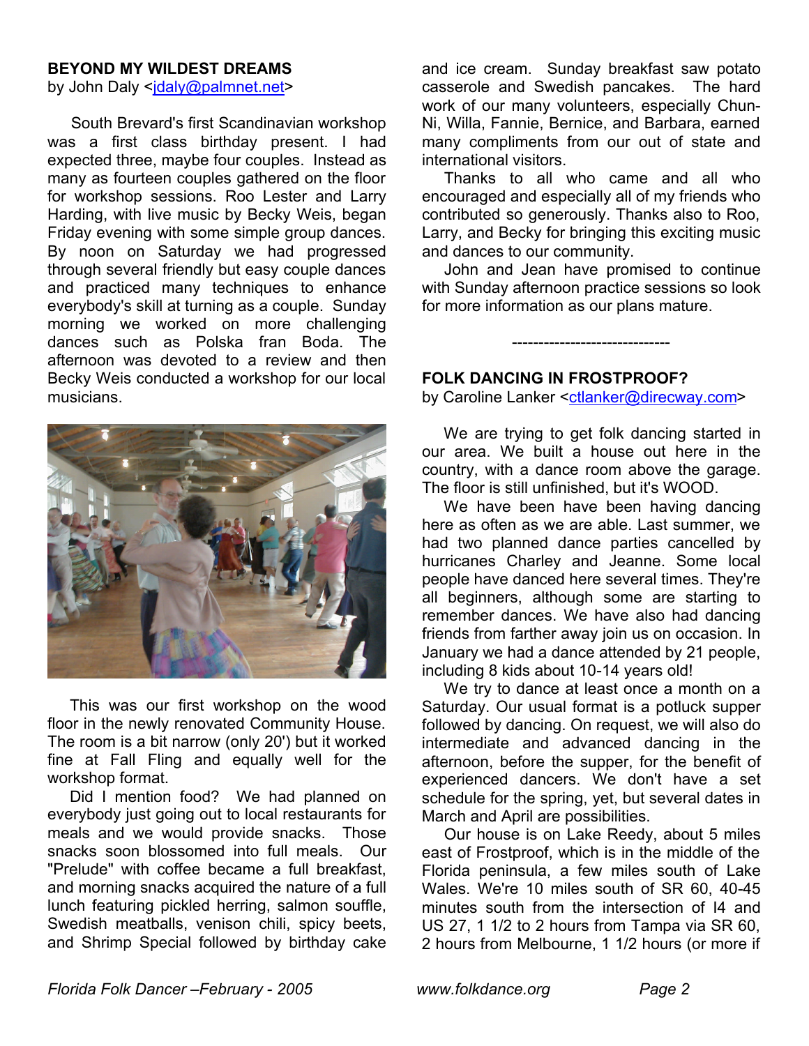**BEYOND MY WILDEST DREAMS**
by John Daly <jdaly@palmnet.net>

South Brevard's first Scandinavian workshop was a first class birthday present. I had expected three, maybe four couples. Instead as many as fourteen couples gathered on the floor for workshop sessions. Roo Lester and Larry Harding, with live music by Becky Weis, began Friday evening with some simple group dances. By noon on Saturday we had progressed through several friendly but easy couple dances and practiced many techniques to enhance everybody's skill at turning as a couple. Sunday morning we worked on more challenging dances such as Polska fran Boda. The afternoon was devoted to a review and then Becky Weis conducted a workshop for our local musicians.

This was our first workshop on the wood floor in the newly renovated Community House. The room is a bit narrow (only 20') but it worked fine at Fall Fling and equally well for the workshop format.

Did I mention food? We had planned on everybody just going out to local restaurants for meals and we would provide snacks. Those snacks soon blossomed into full meals. Our "Prelude" with coffee became a full breakfast, and morning snacks acquired the nature of a full lunch featuring pickled herring, salmon souffle, Swedish meatballs, venison chili, spicy beets, and Shrimp Special followed by birthday cake and ice cream. Sunday breakfast saw potato casserole and Swedish pancakes. The hard work of our many volunteers, especially Chun-Ni, Willa, Fannie, Bernice, and Barbara, earned many compliments from our out of state and international visitors.

Thanks to all who came and all who encouraged and especially all of my friends who contributed so generously. Thanks also to Roo, Larry, and Becky for bringing this exciting music and dances to our community.

John and Jean have promised to continue with Sunday afternoon practice sessions so look for more information as our plans mature.

------------------------------

**FOLK DANCING IN FROSTPROOF?**
by Caroline Lanker <ctlanker@direcway.com>

We are trying to get folk dancing started in our area. We built a house out here in the country, with a dance room above the garage. The floor is still unfinished, but it's WOOD.

We have been have been having dancing here as often as we are able. Last summer, we had two planned dance parties cancelled by hurricanes Charley and Jeanne. Some local people have danced here several times. They're all beginners, although some are starting to remember dances. We have also had dancing friends from farther away join us on occasion. In January we had a dance attended by 21 people, including 8 kids about 10-14 years old!

We try to dance at least once a month on a Saturday. Our usual format is a potluck supper followed by dancing. On request, we will also do intermediate and advanced dancing in the afternoon, before the supper, for the benefit of experienced dancers. We don't have a set schedule for the spring, yet, but several dates in March and April are possibilities.

Our house is on Lake Reedy, about 5 miles east of Frostproof, which is in the middle of the Florida peninsula, a few miles south of Lake Wales. We're 10 miles south of SR 60, 40-45 minutes south from the intersection of I4 and US 27, 1 1/2 to 2 hours from Tampa via SR 60, 2 hours from Melbourne, 1 1/2 hours (or more if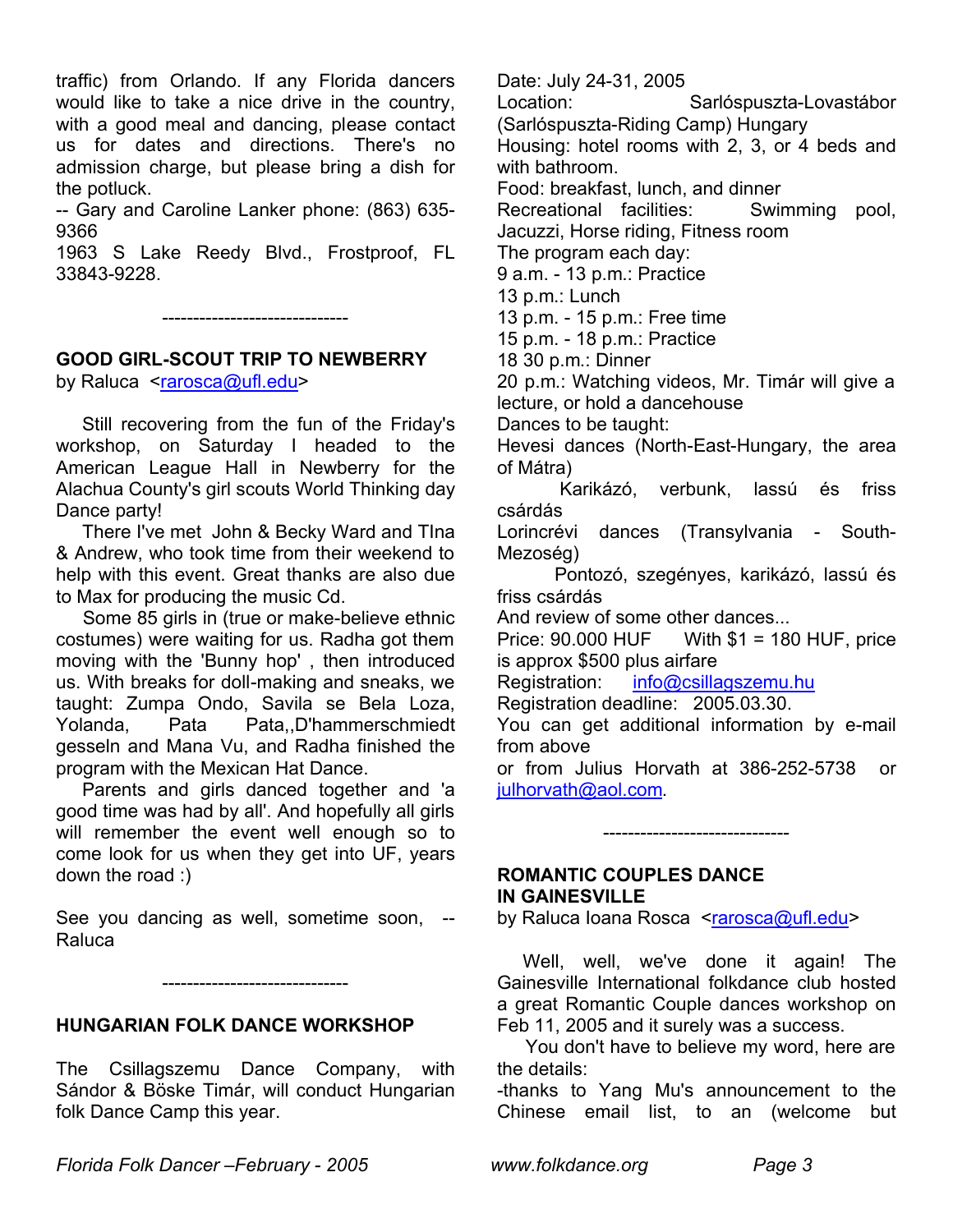traffic) from Orlando. If any Florida dancers would like to take a nice drive in the country, with a good meal and dancing, please contact us for dates and directions. There's no admission charge, but please bring a dish for the potluck.

-- Gary and Caroline Lanker phone: (863) 635-9366
1963 S Lake Reedy Blvd., Frostproof, FL 33843-9228.

------------------------------

## GOOD GIRL-SCOUT TRIP TO NEWBERRY

by Raluca <rarosca@ufl.edu>

Still recovering from the fun of the Friday's workshop, on Saturday I headed to the American League Hall in Newberry for the Alachua County's girl scouts World Thinking day Dance party!

There I've met John & Becky Ward and TIna & Andrew, who took time from their weekend to help with this event. Great thanks are also due to Max for producing the music Cd.

Some 85 girls in (true or make-believe ethnic costumes) were waiting for us. Radha got them moving with the 'Bunny hop' , then introduced us. With breaks for doll-making and sneaks, we taught: Zumpa Ondo, Savila se Bela Loza, Yolanda, Pata Pata,,D'hammerschmiedt gesseln and Mana Vu, and Radha finished the program with the Mexican Hat Dance.

Parents and girls danced together and 'a good time was had by all'. And hopefully all girls will remember the event well enough so to come look for us when they get into UF, years down the road :)

See you dancing as well, sometime soon, -- Raluca

------------------------------

## HUNGARIAN FOLK DANCE WORKSHOP

The Csillagszemu Dance Company, with Sándor & Böske Timár, will conduct Hungarian folk Dance Camp this year.

Date: July 24-31, 2005
Location: Sarlóspuszta-Lovastábor (Sarlóspuszta-Riding Camp) Hungary
Housing: hotel rooms with 2, 3, or 4 beds and with bathroom.
Food: breakfast, lunch, and dinner
Recreational facilities: Swimming pool, Jacuzzi, Horse riding, Fitness room
The program each day:
9 a.m. - 13 p.m.: Practice
13 p.m.: Lunch
13 p.m. - 15 p.m.: Free time
15 p.m. - 18 p.m.: Practice
18 30 p.m.: Dinner
20 p.m.: Watching videos, Mr. Timár will give a lecture, or hold a dancehouse
Dances to be taught:
Hevesi dances (North-East-Hungary, the area of Mátra)
Karikázó, verbunk, lassú és friss csárdás
Lorincrévi dances (Transylvania - South-Mezoség)
Pontozó, szegényes, karikázó, lassú és friss csárdás
And review of some other dances...
Price: 90.000 HUF With $1 = 180 HUF, price is approx $500 plus airfare
Registration: info@csillagszemu.hu
Registration deadline: 2005.03.30.
You can get additional information by e-mail from above
or from Julius Horvath at 386-252-5738 or julhorvath@aol.com.

------------------------------

## ROMANTIC COUPLES DANCE IN GAINESVILLE

by Raluca Ioana Rosca <rarosca@ufl.edu>

Well, well, we've done it again! The Gainesville International folkdance club hosted a great Romantic Couple dances workshop on Feb 11, 2005 and it surely was a success.

You don't have to believe my word, here are the details:

-thanks to Yang Mu's announcement to the Chinese email list, to an (welcome but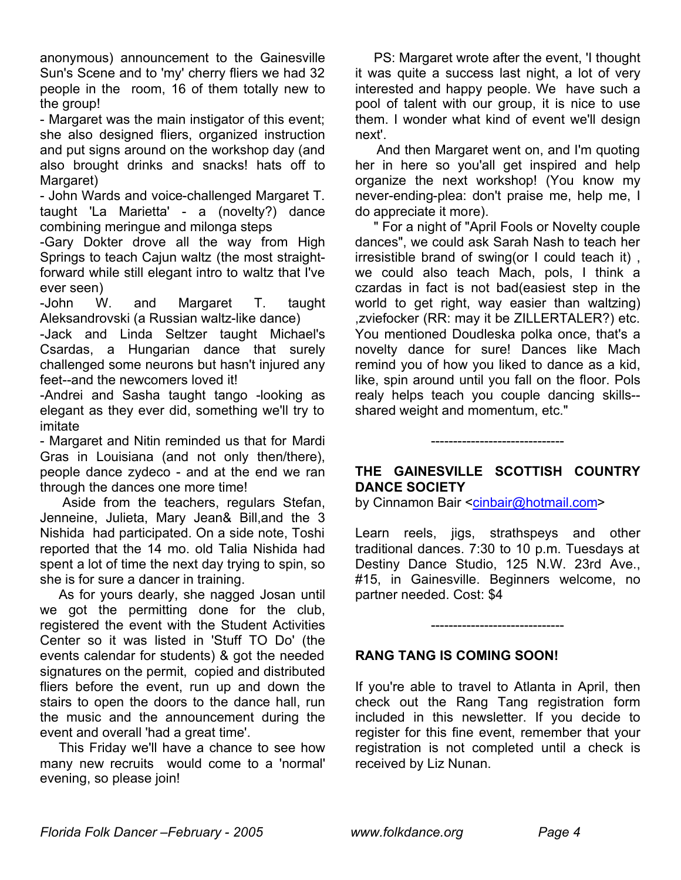anonymous) announcement to the Gainesville Sun's Scene and to 'my' cherry fliers we had 32 people in the room, 16 of them totally new to the group!

- Margaret was the main instigator of this event; she also designed fliers, organized instruction and put signs around on the workshop day (and also brought drinks and snacks! hats off to Margaret)
- John Wards and voice-challenged Margaret T. taught 'La Marietta' - a (novelty?) dance combining meringue and milonga steps
- Gary Dokter drove all the way from High Springs to teach Cajun waltz (the most straight-forward while still elegant intro to waltz that I've ever seen)
- John W. and Margaret T. taught Aleksandrovski (a Russian waltz-like dance)
- Jack and Linda Seltzer taught Michael's Csardas, a Hungarian dance that surely challenged some neurons but hasn't injured any feet--and the newcomers loved it!
- Andrei and Sasha taught tango -looking as elegant as they ever did, something we'll try to imitate
- Margaret and Nitin reminded us that for Mardi Gras in Louisiana (and not only then/there), people dance zydeco - and at the end we ran through the dances one more time!

Aside from the teachers, regulars Stefan, Jenneine, Julieta, Mary Jean& Bill,and the 3 Nishida had participated. On a side note, Toshi reported that the 14 mo. old Talia Nishida had spent a lot of time the next day trying to spin, so she is for sure a dancer in training.

As for yours dearly, she nagged Josan until we got the permitting done for the club, registered the event with the Student Activities Center so it was listed in 'Stuff TO Do' (the events calendar for students) & got the needed signatures on the permit, copied and distributed fliers before the event, run up and down the stairs to open the doors to the dance hall, run the music and the announcement during the event and overall 'had a great time'.

This Friday we'll have a chance to see how many new recruits would come to a 'normal' evening, so please join!

PS: Margaret wrote after the event, 'I thought it was quite a success last night, a lot of very interested and happy people. We have such a pool of talent with our group, it is nice to use them. I wonder what kind of event we'll design next'.

And then Margaret went on, and I'm quoting her in here so you'all get inspired and help organize the next workshop! (You know my never-ending-plea: don't praise me, help me, I do appreciate it more).

" For a night of "April Fools or Novelty couple dances", we could ask Sarah Nash to teach her irresistible brand of swing(or I could teach it) , we could also teach Mach, pols, I think a czardas in fact is not bad(easiest step in the world to get right, way easier than waltzing) ,zviefocker (RR: may it be ZILLERTALER?) etc. You mentioned Doudleska polka once, that's a novelty dance for sure! Dances like Mach remind you of how you liked to dance as a kid, like, spin around until you fall on the floor. Pols realy helps teach you couple dancing skills--shared weight and momentum, etc."

------------------------------

**THE GAINESVILLE SCOTTISH COUNTRY DANCE SOCIETY**

by Cinnamon Bair <cinbair@hotmail.com>

Learn reels, jigs, strathspeys and other traditional dances. 7:30 to 10 p.m. Tuesdays at Destiny Dance Studio, 125 N.W. 23rd Ave., #15, in Gainesville. Beginners welcome, no partner needed. Cost: $4

------------------------------

**RANG TANG IS COMING SOON!**

If you're able to travel to Atlanta in April, then check out the Rang Tang registration form included in this newsletter. If you decide to register for this fine event, remember that your registration is not completed until a check is received by Liz Nunan.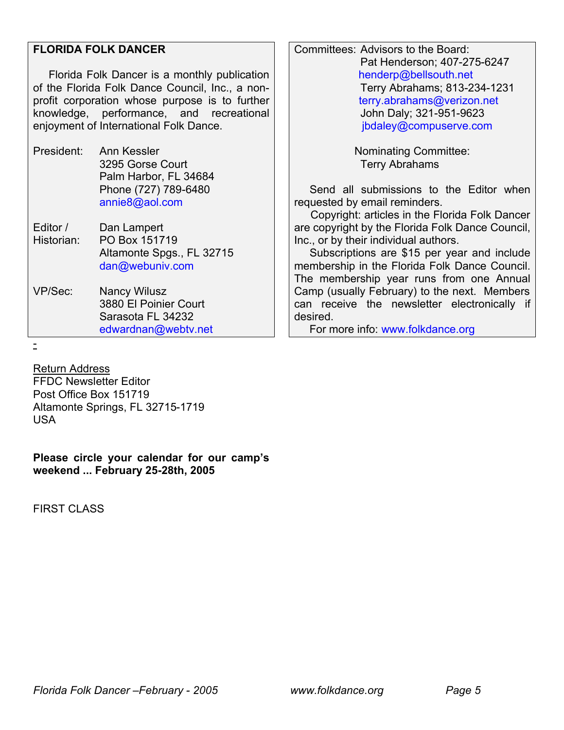**FLORIDA FOLK DANCER**

Florida Folk Dancer is a monthly publication of the Florida Folk Dance Council, Inc., a non-profit corporation whose purpose is to further knowledge, performance, and recreational enjoyment of International Folk Dance.

| | |
|---|---|
| President: | Ann Kessler<br>3295 Gorse Court<br>Palm Harbor, FL 34684<br>Phone (727) 789-6480<br>annie8@aol.com |
| Editor / Historian: | Dan Lampert<br>PO Box 151719<br>Altamonte Spgs., FL 32715<br>dan@webuniv.com |
| VP/Sec: | Nancy Wilusz<br>3880 El Poinier Court<br>Sarasota FL 34232<br>edwardnan@webtv.net |

Committees: Advisors to the Board:
Pat Henderson; 407-275-6247
henderp@bellsouth.net
Terry Abrahams; 813-234-1231
terry.abrahams@verizon.net
John Daly; 321-951-9623
jbdaley@compuserve.com

Nominating Committee:
Terry Abrahams

Send all submissions to the Editor when requested by email reminders.

Copyright: articles in the Florida Folk Dancer are copyright by the Florida Folk Dance Council, Inc., or by their individual authors.

Subscriptions are $15 per year and include membership in the Florida Folk Dance Council. The membership year runs from one Annual Camp (usually February) to the next. Members can receive the newsletter electronically if desired.

For more info: www.folkdance.org

Return Address
FFDC Newsletter Editor
Post Office Box 151719
Altamonte Springs, FL 32715-1719
USA

**Please circle your calendar for our camp's weekend ... February 25-28th, 2005**

FIRST CLASS